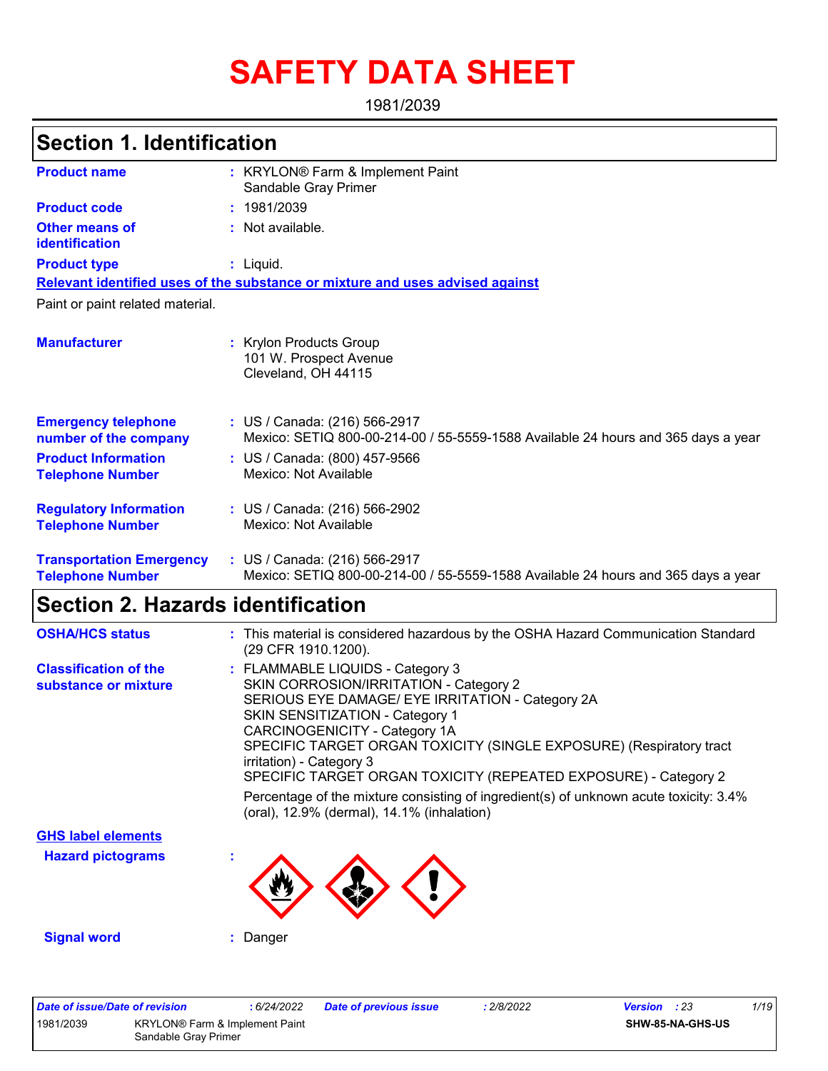# SAFETY DATA SHEET

1981/2039

## Section 1. Identification

**Product name** : KRYLON® Farm & Implement Paint Sandable Gray Primer

**Product code** : 1981/2039

**Other means of identification** : Not available.

**Product type** : Liquid.

**Relevant identified uses of the substance or mixture and uses advised against**

Paint or paint related material.

**Manufacturer** : Krylon Products Group
101 W. Prospect Avenue
Cleveland, OH 44115

**Emergency telephone number of the company** : US / Canada: (216) 566-2917
Mexico: SETIQ 800-00-214-00 / 55-5559-1588 Available 24 hours and 365 days a year

**Product Information Telephone Number** : US / Canada: (800) 457-9566
Mexico: Not Available

**Regulatory Information Telephone Number** : US / Canada: (216) 566-2902
Mexico: Not Available

**Transportation Emergency Telephone Number** : US / Canada: (216) 566-2917
Mexico: SETIQ 800-00-214-00 / 55-5559-1588 Available 24 hours and 365 days a year

## Section 2. Hazards identification

**OSHA/HCS status** : This material is considered hazardous by the OSHA Hazard Communication Standard (29 CFR 1910.1200).

**Classification of the substance or mixture** : FLAMMABLE LIQUIDS - Category 3
SKIN CORROSION/IRRITATION - Category 2
SERIOUS EYE DAMAGE/ EYE IRRITATION - Category 2A
SKIN SENSITIZATION - Category 1
CARCINOGENICITY - Category 1A
SPECIFIC TARGET ORGAN TOXICITY (SINGLE EXPOSURE) (Respiratory tract irritation) - Category 3
SPECIFIC TARGET ORGAN TOXICITY (REPEATED EXPOSURE) - Category 2

Percentage of the mixture consisting of ingredient(s) of unknown acute toxicity: 3.4% (oral), 12.9% (dermal), 14.1% (inhalation)

**GHS label elements**

**Hazard pictograms** :

**Signal word** : Danger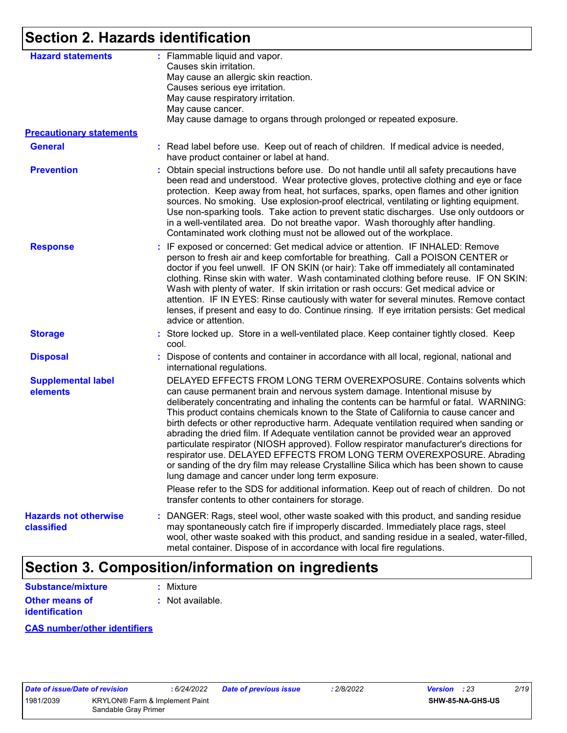## Section 2. Hazards identification

**Hazard statements** : Flammable liquid and vapor.
Causes skin irritation.
May cause an allergic skin reaction.
Causes serious eye irritation.
May cause respiratory irritation.
May cause cancer.
May cause damage to organs through prolonged or repeated exposure.

**Precautionary statements**

**General** : Read label before use. Keep out of reach of children. If medical advice is needed, have product container or label at hand.

**Prevention** : Obtain special instructions before use. Do not handle until all safety precautions have been read and understood. Wear protective gloves, protective clothing and eye or face protection. Keep away from heat, hot surfaces, sparks, open flames and other ignition sources. No smoking. Use explosion-proof electrical, ventilating or lighting equipment. Use non-sparking tools. Take action to prevent static discharges. Use only outdoors or in a well-ventilated area. Do not breathe vapor. Wash thoroughly after handling. Contaminated work clothing must not be allowed out of the workplace.

**Response** : IF exposed or concerned: Get medical advice or attention. IF INHALED: Remove person to fresh air and keep comfortable for breathing. Call a POISON CENTER or doctor if you feel unwell. IF ON SKIN (or hair): Take off immediately all contaminated clothing. Rinse skin with water. Wash contaminated clothing before reuse. IF ON SKIN: Wash with plenty of water. If skin irritation or rash occurs: Get medical advice or attention. IF IN EYES: Rinse cautiously with water for several minutes. Remove contact lenses, if present and easy to do. Continue rinsing. If eye irritation persists: Get medical advice or attention.

**Storage** : Store locked up. Store in a well-ventilated place. Keep container tightly closed. Keep cool.

**Disposal** : Dispose of contents and container in accordance with all local, regional, national and international regulations.

**Supplemental label elements**

DELAYED EFFECTS FROM LONG TERM OVEREXPOSURE. Contains solvents which can cause permanent brain and nervous system damage. Intentional misuse by deliberately concentrating and inhaling the contents can be harmful or fatal. WARNING: This product contains chemicals known to the State of California to cause cancer and birth defects or other reproductive harm. Adequate ventilation required when sanding or abrading the dried film. If Adequate ventilation cannot be provided wear an approved particulate respirator (NIOSH approved). Follow respirator manufacturer's directions for respirator use. DELAYED EFFECTS FROM LONG TERM OVEREXPOSURE. Abrading or sanding of the dry film may release Crystalline Silica which has been shown to cause lung damage and cancer under long term exposure.

Please refer to the SDS for additional information. Keep out of reach of children. Do not transfer contents to other containers for storage.

**Hazards not otherwise classified** : DANGER: Rags, steel wool, other waste soaked with this product, and sanding residue may spontaneously catch fire if improperly discarded. Immediately place rags, steel wool, other waste soaked with this product, and sanding residue in a sealed, water-filled, metal container. Dispose of in accordance with local fire regulations.

## Section 3. Composition/information on ingredients

**Substance/mixture** : Mixture

**Other means of identification** : Not available.

**CAS number/other identifiers**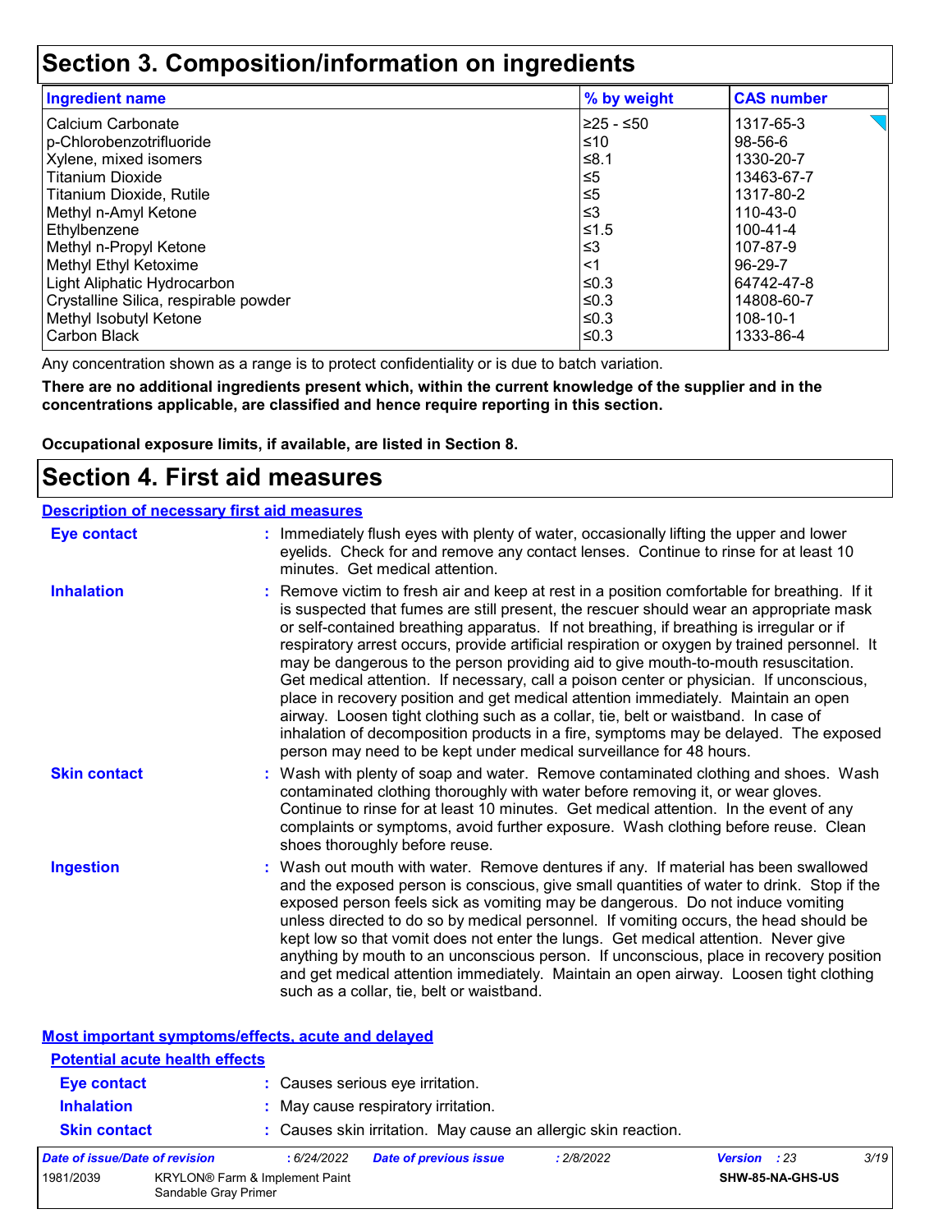# Section 3. Composition/information on ingredients

| Ingredient name | % by weight | CAS number |
|---|---|---|
| Calcium Carbonate | ≥25 - ≤50 | 1317-65-3 |
| p-Chlorobenzotrifluoride | ≤10 | 98-56-6 |
| Xylene, mixed isomers | ≤8.1 | 1330-20-7 |
| Titanium Dioxide | ≤5 | 13463-67-7 |
| Titanium Dioxide, Rutile | ≤5 | 1317-80-2 |
| Methyl n-Amyl Ketone | ≤3 | 110-43-0 |
| Ethylbenzene | ≤1.5 | 100-41-4 |
| Methyl n-Propyl Ketone | ≤3 | 107-87-9 |
| Methyl Ethyl Ketoxime | <1 | 96-29-7 |
| Light Aliphatic Hydrocarbon | ≤0.3 | 64742-47-8 |
| Crystalline Silica, respirable powder | ≤0.3 | 14808-60-7 |
| Methyl Isobutyl Ketone | ≤0.3 | 108-10-1 |
| Carbon Black | ≤0.3 | 1333-86-4 |

Any concentration shown as a range is to protect confidentiality or is due to batch variation.

**There are no additional ingredients present which, within the current knowledge of the supplier and in the concentrations applicable, are classified and hence require reporting in this section.**

**Occupational exposure limits, if available, are listed in Section 8.**

# Section 4. First aid measures

## Description of necessary first aid measures

**Eye contact** : Immediately flush eyes with plenty of water, occasionally lifting the upper and lower eyelids. Check for and remove any contact lenses. Continue to rinse for at least 10 minutes. Get medical attention.

**Inhalation** : Remove victim to fresh air and keep at rest in a position comfortable for breathing. If it is suspected that fumes are still present, the rescuer should wear an appropriate mask or self-contained breathing apparatus. If not breathing, if breathing is irregular or if respiratory arrest occurs, provide artificial respiration or oxygen by trained personnel. It may be dangerous to the person providing aid to give mouth-to-mouth resuscitation. Get medical attention. If necessary, call a poison center or physician. If unconscious, place in recovery position and get medical attention immediately. Maintain an open airway. Loosen tight clothing such as a collar, tie, belt or waistband. In case of inhalation of decomposition products in a fire, symptoms may be delayed. The exposed person may need to be kept under medical surveillance for 48 hours.

**Skin contact** : Wash with plenty of soap and water. Remove contaminated clothing and shoes. Wash contaminated clothing thoroughly with water before removing it, or wear gloves. Continue to rinse for at least 10 minutes. Get medical attention. In the event of any complaints or symptoms, avoid further exposure. Wash clothing before reuse. Clean shoes thoroughly before reuse.

**Ingestion** : Wash out mouth with water. Remove dentures if any. If material has been swallowed and the exposed person is conscious, give small quantities of water to drink. Stop if the exposed person feels sick as vomiting may be dangerous. Do not induce vomiting unless directed to do so by medical personnel. If vomiting occurs, the head should be kept low so that vomit does not enter the lungs. Get medical attention. Never give anything by mouth to an unconscious person. If unconscious, place in recovery position and get medical attention immediately. Maintain an open airway. Loosen tight clothing such as a collar, tie, belt or waistband.

## Most important symptoms/effects, acute and delayed

### Potential acute health effects

**Eye contact** : Causes serious eye irritation.

**Inhalation** : May cause respiratory irritation.

**Skin contact** : Causes skin irritation. May cause an allergic skin reaction.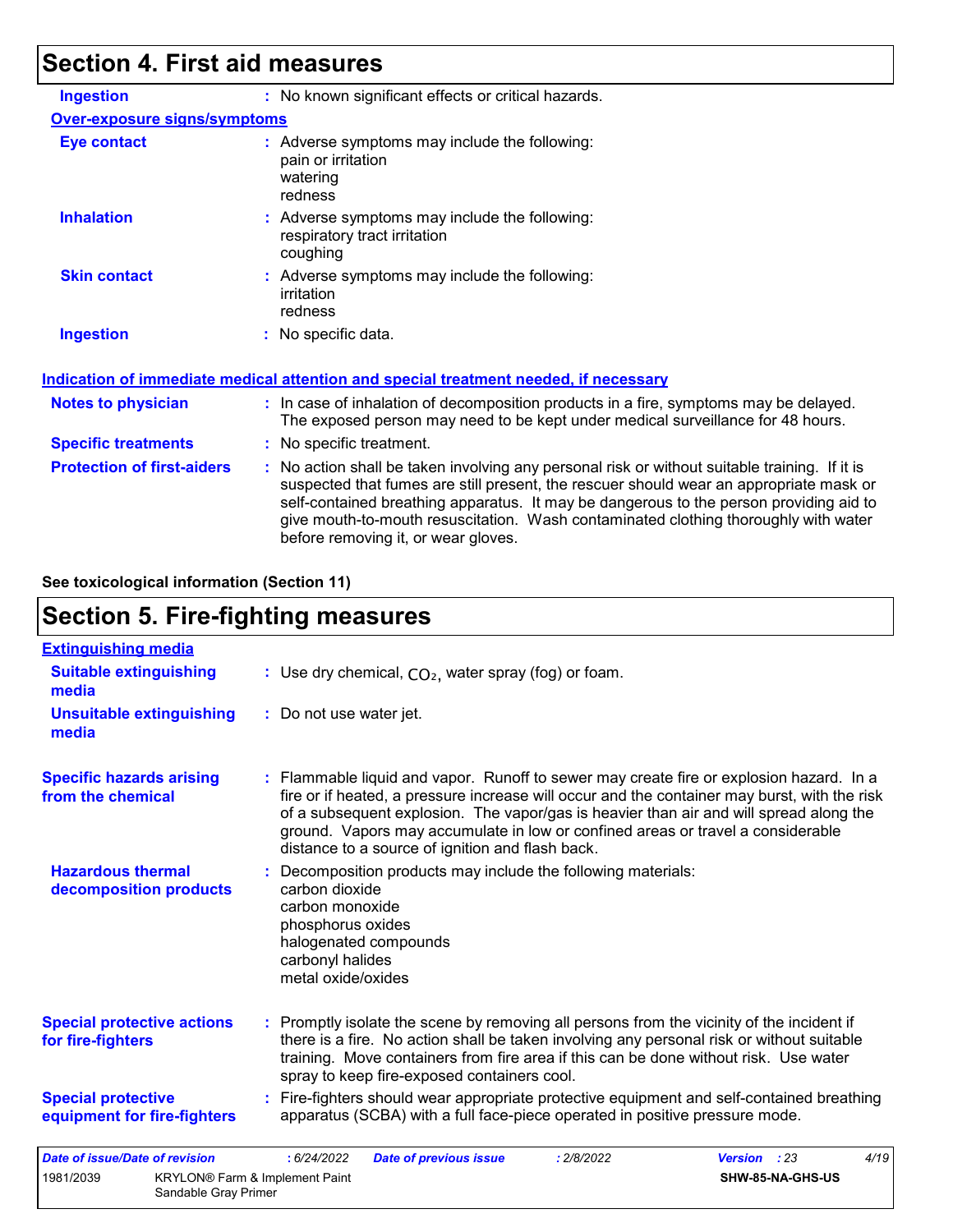## Section 4. First aid measures

**Ingestion** : No known significant effects or critical hazards.

**Over-exposure signs/symptoms**

**Eye contact** : Adverse symptoms may include the following:
pain or irritation
watering
redness

**Inhalation** : Adverse symptoms may include the following:
respiratory tract irritation
coughing

**Skin contact** : Adverse symptoms may include the following:
irritation
redness

**Ingestion** : No specific data.

**Indication of immediate medical attention and special treatment needed, if necessary**

**Notes to physician** : In case of inhalation of decomposition products in a fire, symptoms may be delayed. The exposed person may need to be kept under medical surveillance for 48 hours.

**Specific treatments** : No specific treatment.

**Protection of first-aiders** : No action shall be taken involving any personal risk or without suitable training. If it is suspected that fumes are still present, the rescuer should wear an appropriate mask or self-contained breathing apparatus. It may be dangerous to the person providing aid to give mouth-to-mouth resuscitation. Wash contaminated clothing thoroughly with water before removing it, or wear gloves.

**See toxicological information (Section 11)**

## Section 5. Fire-fighting measures

**Extinguishing media**

**Suitable extinguishing media** : Use dry chemical, $CO_2$, water spray (fog) or foam.

**Unsuitable extinguishing media** : Do not use water jet.

**Specific hazards arising from the chemical** : Flammable liquid and vapor. Runoff to sewer may create fire or explosion hazard. In a fire or if heated, a pressure increase will occur and the container may burst, with the risk of a subsequent explosion. The vapor/gas is heavier than air and will spread along the ground. Vapors may accumulate in low or confined areas or travel a considerable distance to a source of ignition and flash back.

**Hazardous thermal decomposition products** : Decomposition products may include the following materials:
carbon dioxide
carbon monoxide
phosphorus oxides
halogenated compounds
carbonyl halides
metal oxide/oxides

**Special protective actions for fire-fighters** : Promptly isolate the scene by removing all persons from the vicinity of the incident if there is a fire. No action shall be taken involving any personal risk or without suitable training. Move containers from fire area if this can be done without risk. Use water spray to keep fire-exposed containers cool.

**Special protective equipment for fire-fighters** : Fire-fighters should wear appropriate protective equipment and self-contained breathing apparatus (SCBA) with a full face-piece operated in positive pressure mode.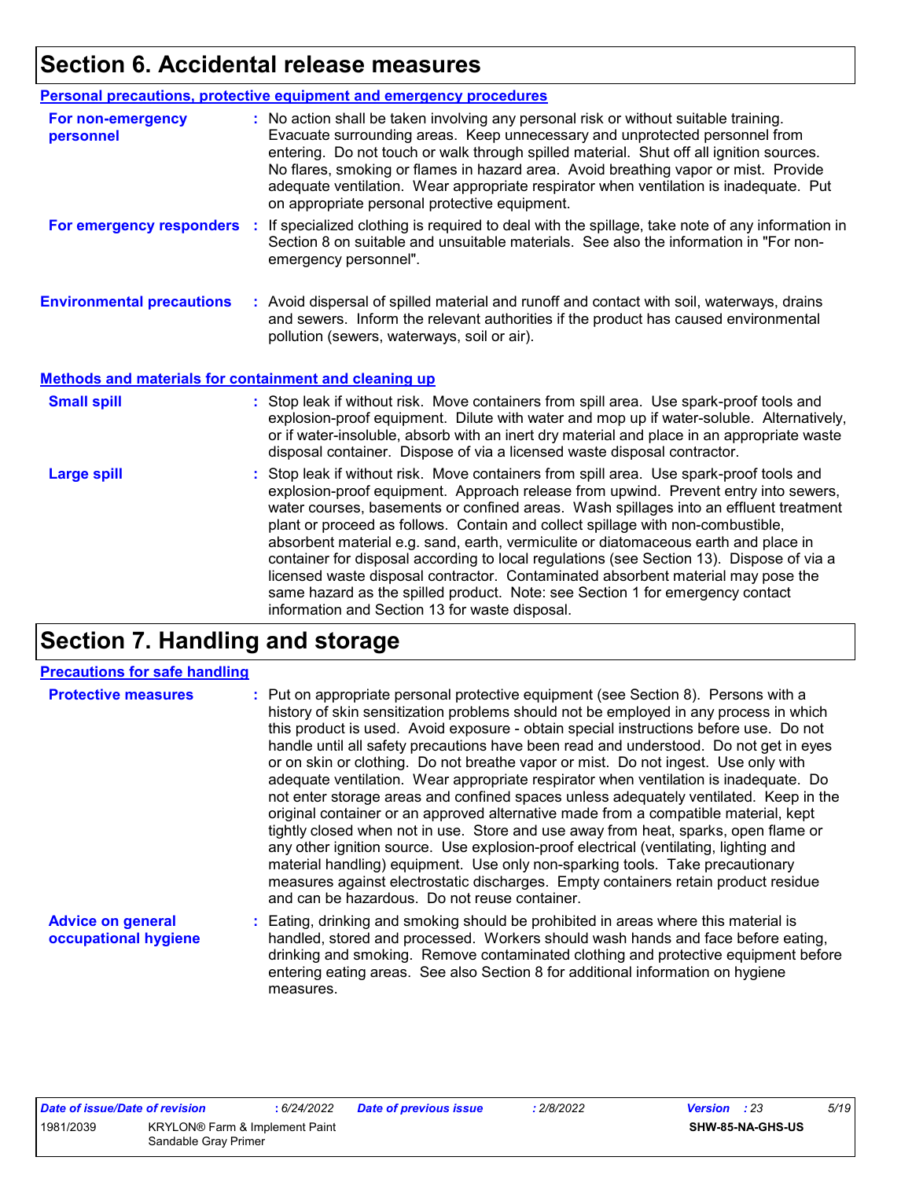# Section 6. Accidental release measures

## Personal precautions, protective equipment and emergency procedures

**For non-emergency personnel** : No action shall be taken involving any personal risk or without suitable training. Evacuate surrounding areas. Keep unnecessary and unprotected personnel from entering. Do not touch or walk through spilled material. Shut off all ignition sources. No flares, smoking or flames in hazard area. Avoid breathing vapor or mist. Provide adequate ventilation. Wear appropriate respirator when ventilation is inadequate. Put on appropriate personal protective equipment.

**For emergency responders** : If specialized clothing is required to deal with the spillage, take note of any information in Section 8 on suitable and unsuitable materials. See also the information in "For non-emergency personnel".

**Environmental precautions** : Avoid dispersal of spilled material and runoff and contact with soil, waterways, drains and sewers. Inform the relevant authorities if the product has caused environmental pollution (sewers, waterways, soil or air).

## Methods and materials for containment and cleaning up

**Small spill** : Stop leak if without risk. Move containers from spill area. Use spark-proof tools and explosion-proof equipment. Dilute with water and mop up if water-soluble. Alternatively, or if water-insoluble, absorb with an inert dry material and place in an appropriate waste disposal container. Dispose of via a licensed waste disposal contractor.

**Large spill** : Stop leak if without risk. Move containers from spill area. Use spark-proof tools and explosion-proof equipment. Approach release from upwind. Prevent entry into sewers, water courses, basements or confined areas. Wash spillages into an effluent treatment plant or proceed as follows. Contain and collect spillage with non-combustible, absorbent material e.g. sand, earth, vermiculite or diatomaceous earth and place in container for disposal according to local regulations (see Section 13). Dispose of via a licensed waste disposal contractor. Contaminated absorbent material may pose the same hazard as the spilled product. Note: see Section 1 for emergency contact information and Section 13 for waste disposal.

# Section 7. Handling and storage

## Precautions for safe handling

**Protective measures** : Put on appropriate personal protective equipment (see Section 8). Persons with a history of skin sensitization problems should not be employed in any process in which this product is used. Avoid exposure - obtain special instructions before use. Do not handle until all safety precautions have been read and understood. Do not get in eyes or on skin or clothing. Do not breathe vapor or mist. Do not ingest. Use only with adequate ventilation. Wear appropriate respirator when ventilation is inadequate. Do not enter storage areas and confined spaces unless adequately ventilated. Keep in the original container or an approved alternative made from a compatible material, kept tightly closed when not in use. Store and use away from heat, sparks, open flame or any other ignition source. Use explosion-proof electrical (ventilating, lighting and material handling) equipment. Use only non-sparking tools. Take precautionary measures against electrostatic discharges. Empty containers retain product residue and can be hazardous. Do not reuse container.

**Advice on general occupational hygiene** : Eating, drinking and smoking should be prohibited in areas where this material is handled, stored and processed. Workers should wash hands and face before eating, drinking and smoking. Remove contaminated clothing and protective equipment before entering eating areas. See also Section 8 for additional information on hygiene measures.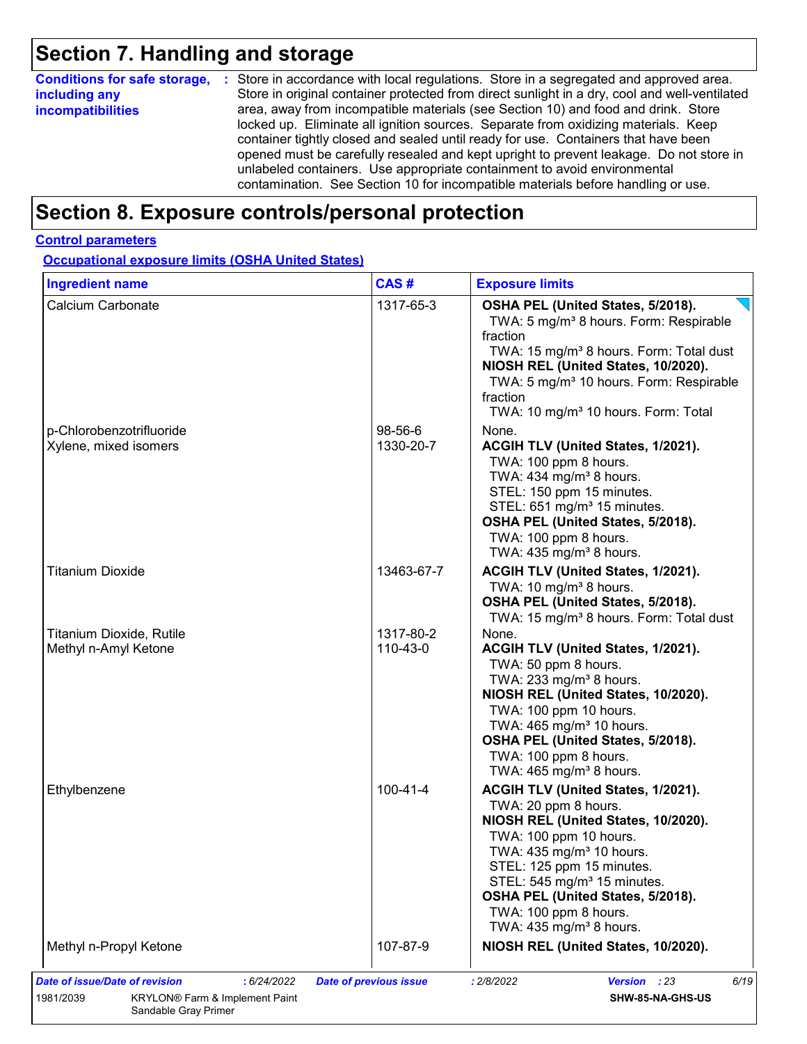# Section 7. Handling and storage

**Conditions for safe storage, including any incompatibilities** : Store in accordance with local regulations. Store in a segregated and approved area. Store in original container protected from direct sunlight in a dry, cool and well-ventilated area, away from incompatible materials (see Section 10) and food and drink. Store locked up. Eliminate all ignition sources. Separate from oxidizing materials. Keep container tightly closed and sealed until ready for use. Containers that have been opened must be carefully resealed and kept upright to prevent leakage. Do not store in unlabeled containers. Use appropriate containment to avoid environmental contamination. See Section 10 for incompatible materials before handling or use.

# Section 8. Exposure controls/personal protection

## Control parameters

### Occupational exposure limits (OSHA United States)

| Ingredient name | CAS # | Exposure limits |
|---|---|---|
| Calcium Carbonate | 1317-65-3 | **OSHA PEL (United States, 5/2018).**<br>TWA: 5 mg/m³ 8 hours. Form: Respirable fraction<br>TWA: 15 mg/m³ 8 hours. Form: Total dust<br>**NIOSH REL (United States, 10/2020).**<br>TWA: 5 mg/m³ 10 hours. Form: Respirable fraction<br>TWA: 10 mg/m³ 10 hours. Form: Total |
| p-Chlorobenzotrifluoride | 98-56-6 | None. |
| Xylene, mixed isomers | 1330-20-7 | **ACGIH TLV (United States, 1/2021).**<br>TWA: 100 ppm 8 hours.<br>TWA: 434 mg/m³ 8 hours.<br>STEL: 150 ppm 15 minutes.<br>STEL: 651 mg/m³ 15 minutes.<br>**OSHA PEL (United States, 5/2018).**<br>TWA: 100 ppm 8 hours.<br>TWA: 435 mg/m³ 8 hours. |
| Titanium Dioxide | 13463-67-7 | **ACGIH TLV (United States, 1/2021).**<br>TWA: 10 mg/m³ 8 hours.<br>**OSHA PEL (United States, 5/2018).**<br>TWA: 15 mg/m³ 8 hours. Form: Total dust |
| Titanium Dioxide, Rutile | 1317-80-2 | None. |
| Methyl n-Amyl Ketone | 110-43-0 | **ACGIH TLV (United States, 1/2021).**<br>TWA: 50 ppm 8 hours.<br>TWA: 233 mg/m³ 8 hours.<br>**NIOSH REL (United States, 10/2020).**<br>TWA: 100 ppm 10 hours.<br>TWA: 465 mg/m³ 10 hours.<br>**OSHA PEL (United States, 5/2018).**<br>TWA: 100 ppm 8 hours.<br>TWA: 465 mg/m³ 8 hours. |
| Ethylbenzene | 100-41-4 | **ACGIH TLV (United States, 1/2021).**<br>TWA: 20 ppm 8 hours.<br>**NIOSH REL (United States, 10/2020).**<br>TWA: 100 ppm 10 hours.<br>TWA: 435 mg/m³ 10 hours.<br>STEL: 125 ppm 15 minutes.<br>STEL: 545 mg/m³ 15 minutes.<br>**OSHA PEL (United States, 5/2018).**<br>TWA: 100 ppm 8 hours.<br>TWA: 435 mg/m³ 8 hours. |
| Methyl n-Propyl Ketone | 107-87-9 | **NIOSH REL (United States, 10/2020).** |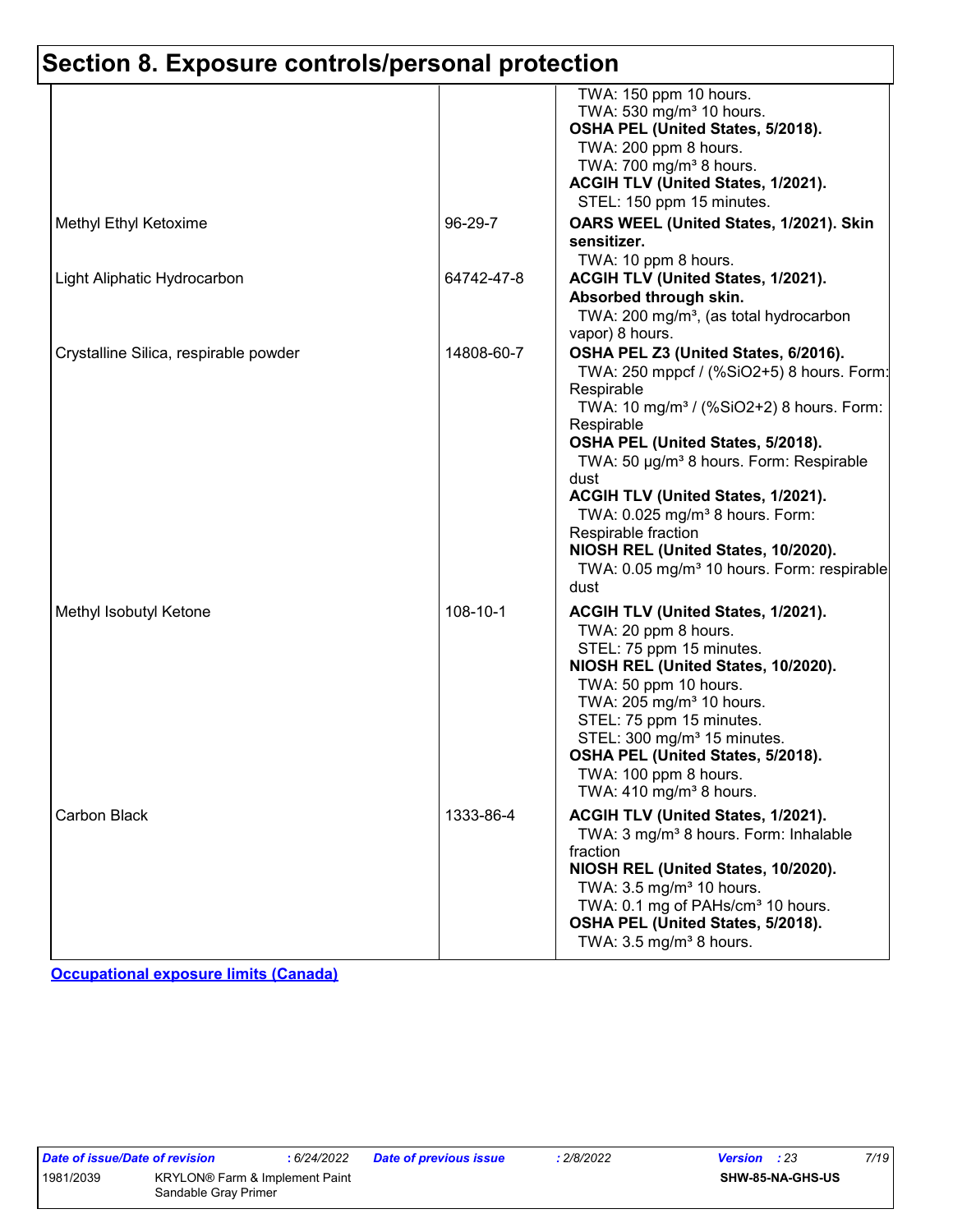## Section 8. Exposure controls/personal protection

| | | |
|---|---|---|
| | | TWA: 150 ppm 10 hours.<br>TWA: 530 mg/m³ 10 hours.<br>**OSHA PEL (United States, 5/2018).**<br>TWA: 200 ppm 8 hours.<br>TWA: 700 mg/m³ 8 hours.<br>**ACGIH TLV (United States, 1/2021).**<br>STEL: 150 ppm 15 minutes. |
| Methyl Ethyl Ketoxime | 96-29-7 | **OARS WEEL (United States, 1/2021). Skin sensitizer.**<br>TWA: 10 ppm 8 hours. |
| Light Aliphatic Hydrocarbon | 64742-47-8 | **ACGIH TLV (United States, 1/2021). Absorbed through skin.**<br>TWA: 200 mg/m³, (as total hydrocarbon vapor) 8 hours. |
| Crystalline Silica, respirable powder | 14808-60-7 | **OSHA PEL Z3 (United States, 6/2016).**<br>TWA: 250 mppcf / (%SiO2+5) 8 hours. Form: Respirable<br>TWA: 10 mg/m³ / (%SiO2+2) 8 hours. Form: Respirable<br>**OSHA PEL (United States, 5/2018).**<br>TWA: 50 µg/m³ 8 hours. Form: Respirable dust<br>**ACGIH TLV (United States, 1/2021).**<br>TWA: 0.025 mg/m³ 8 hours. Form: Respirable fraction<br>**NIOSH REL (United States, 10/2020).**<br>TWA: 0.05 mg/m³ 10 hours. Form: respirable dust |
| Methyl Isobutyl Ketone | 108-10-1 | **ACGIH TLV (United States, 1/2021).**<br>TWA: 20 ppm 8 hours.<br>STEL: 75 ppm 15 minutes.<br>**NIOSH REL (United States, 10/2020).**<br>TWA: 50 ppm 10 hours.<br>TWA: 205 mg/m³ 10 hours.<br>STEL: 75 ppm 15 minutes.<br>STEL: 300 mg/m³ 15 minutes.<br>**OSHA PEL (United States, 5/2018).**<br>TWA: 100 ppm 8 hours.<br>TWA: 410 mg/m³ 8 hours. |
| Carbon Black | 1333-86-4 | **ACGIH TLV (United States, 1/2021).**<br>TWA: 3 mg/m³ 8 hours. Form: Inhalable fraction<br>**NIOSH REL (United States, 10/2020).**<br>TWA: 3.5 mg/m³ 10 hours.<br>TWA: 0.1 mg of PAHs/cm³ 10 hours.<br>**OSHA PEL (United States, 5/2018).**<br>TWA: 3.5 mg/m³ 8 hours. |

**Occupational exposure limits (Canada)**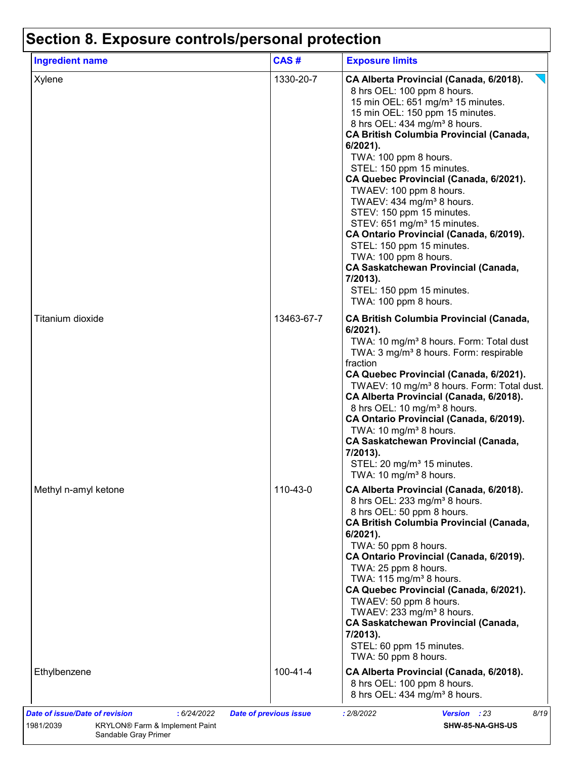# Section 8. Exposure controls/personal protection

| Ingredient name | CAS # | Exposure limits |
|---|---|---|
| Xylene | 1330-20-7 | **CA Alberta Provincial (Canada, 6/2018).**<br>8 hrs OEL: 100 ppm 8 hours.<br>15 min OEL: 651 mg/m³ 15 minutes.<br>15 min OEL: 150 ppm 15 minutes.<br>8 hrs OEL: 434 mg/m³ 8 hours.<br>**CA British Columbia Provincial (Canada, 6/2021).**<br>TWA: 100 ppm 8 hours.<br>STEL: 150 ppm 15 minutes.<br>**CA Quebec Provincial (Canada, 6/2021).**<br>TWAEV: 100 ppm 8 hours.<br>TWAEV: 434 mg/m³ 8 hours.<br>STEV: 150 ppm 15 minutes.<br>STEV: 651 mg/m³ 15 minutes.<br>**CA Ontario Provincial (Canada, 6/2019).**<br>STEL: 150 ppm 15 minutes.<br>TWA: 100 ppm 8 hours.<br>**CA Saskatchewan Provincial (Canada, 7/2013).**<br>STEL: 150 ppm 15 minutes.<br>TWA: 100 ppm 8 hours. |
| Titanium dioxide | 13463-67-7 | **CA British Columbia Provincial (Canada, 6/2021).**<br>TWA: 10 mg/m³ 8 hours. Form: Total dust<br>TWA: 3 mg/m³ 8 hours. Form: respirable fraction<br>**CA Quebec Provincial (Canada, 6/2021).**<br>TWAEV: 10 mg/m³ 8 hours. Form: Total dust.<br>**CA Alberta Provincial (Canada, 6/2018).**<br>8 hrs OEL: 10 mg/m³ 8 hours.<br>**CA Ontario Provincial (Canada, 6/2019).**<br>TWA: 10 mg/m³ 8 hours.<br>**CA Saskatchewan Provincial (Canada, 7/2013).**<br>STEL: 20 mg/m³ 15 minutes.<br>TWA: 10 mg/m³ 8 hours. |
| Methyl n-amyl ketone | 110-43-0 | **CA Alberta Provincial (Canada, 6/2018).**<br>8 hrs OEL: 233 mg/m³ 8 hours.<br>8 hrs OEL: 50 ppm 8 hours.<br>**CA British Columbia Provincial (Canada, 6/2021).**<br>TWA: 50 ppm 8 hours.<br>**CA Ontario Provincial (Canada, 6/2019).**<br>TWA: 25 ppm 8 hours.<br>TWA: 115 mg/m³ 8 hours.<br>**CA Quebec Provincial (Canada, 6/2021).**<br>TWAEV: 50 ppm 8 hours.<br>TWAEV: 233 mg/m³ 8 hours.<br>**CA Saskatchewan Provincial (Canada, 7/2013).**<br>STEL: 60 ppm 15 minutes.<br>TWA: 50 ppm 8 hours. |
| Ethylbenzene | 100-41-4 | **CA Alberta Provincial (Canada, 6/2018).**<br>8 hrs OEL: 100 ppm 8 hours.<br>8 hrs OEL: 434 mg/m³ 8 hours. |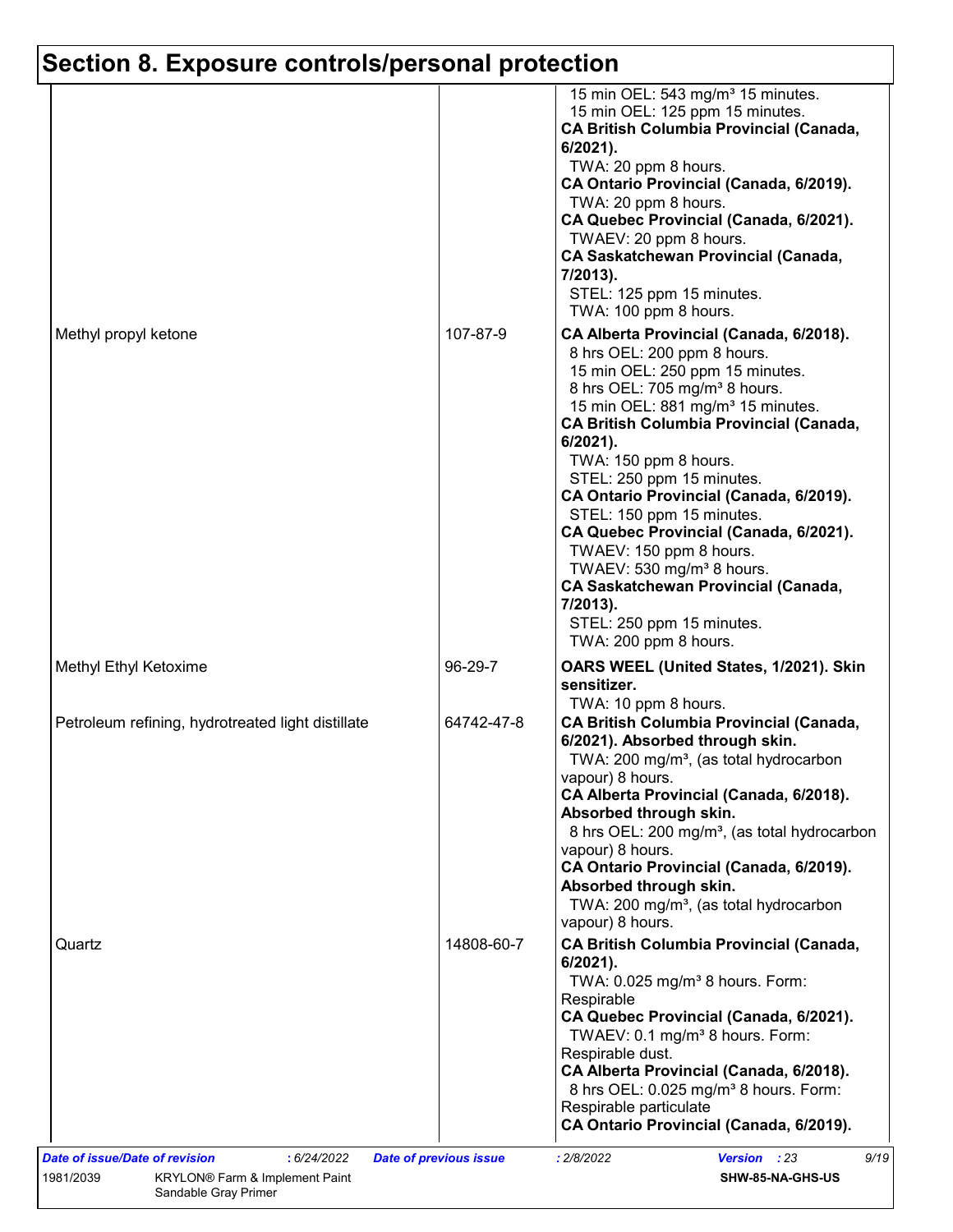## Section 8. Exposure controls/personal protection

| | | |
|---|---|---|
| | | 15 min OEL: 543 mg/m³ 15 minutes.<br>15 min OEL: 125 ppm 15 minutes.<br>**CA British Columbia Provincial (Canada, 6/2021).**<br>TWA: 20 ppm 8 hours.<br>**CA Ontario Provincial (Canada, 6/2019).**<br>TWA: 20 ppm 8 hours.<br>**CA Quebec Provincial (Canada, 6/2021).**<br>TWAEV: 20 ppm 8 hours.<br>**CA Saskatchewan Provincial (Canada, 7/2013).**<br>STEL: 125 ppm 15 minutes.<br>TWA: 100 ppm 8 hours. |
| Methyl propyl ketone | 107-87-9 | **CA Alberta Provincial (Canada, 6/2018).**<br>8 hrs OEL: 200 ppm 8 hours.<br>15 min OEL: 250 ppm 15 minutes.<br>8 hrs OEL: 705 mg/m³ 8 hours.<br>15 min OEL: 881 mg/m³ 15 minutes.<br>**CA British Columbia Provincial (Canada, 6/2021).**<br>TWA: 150 ppm 8 hours.<br>STEL: 250 ppm 15 minutes.<br>**CA Ontario Provincial (Canada, 6/2019).**<br>STEL: 150 ppm 15 minutes.<br>**CA Quebec Provincial (Canada, 6/2021).**<br>TWAEV: 150 ppm 8 hours.<br>TWAEV: 530 mg/m³ 8 hours.<br>**CA Saskatchewan Provincial (Canada, 7/2013).**<br>STEL: 250 ppm 15 minutes.<br>TWA: 200 ppm 8 hours. |
| Methyl Ethyl Ketoxime | 96-29-7 | **OARS WEEL (United States, 1/2021). Skin sensitizer.**<br>TWA: 10 ppm 8 hours. |
| Petroleum refining, hydrotreated light distillate | 64742-47-8 | **CA British Columbia Provincial (Canada, 6/2021). Absorbed through skin.**<br>TWA: 200 mg/m³, (as total hydrocarbon vapour) 8 hours.<br>**CA Alberta Provincial (Canada, 6/2018). Absorbed through skin.**<br>8 hrs OEL: 200 mg/m³, (as total hydrocarbon vapour) 8 hours.<br>**CA Ontario Provincial (Canada, 6/2019). Absorbed through skin.**<br>TWA: 200 mg/m³, (as total hydrocarbon vapour) 8 hours. |
| Quartz | 14808-60-7 | **CA British Columbia Provincial (Canada, 6/2021).**<br>TWA: 0.025 mg/m³ 8 hours. Form: Respirable<br>**CA Quebec Provincial (Canada, 6/2021).**<br>TWAEV: 0.1 mg/m³ 8 hours. Form: Respirable dust.<br>**CA Alberta Provincial (Canada, 6/2018).**<br>8 hrs OEL: 0.025 mg/m³ 8 hours. Form: Respirable particulate<br>**CA Ontario Provincial (Canada, 6/2019).** |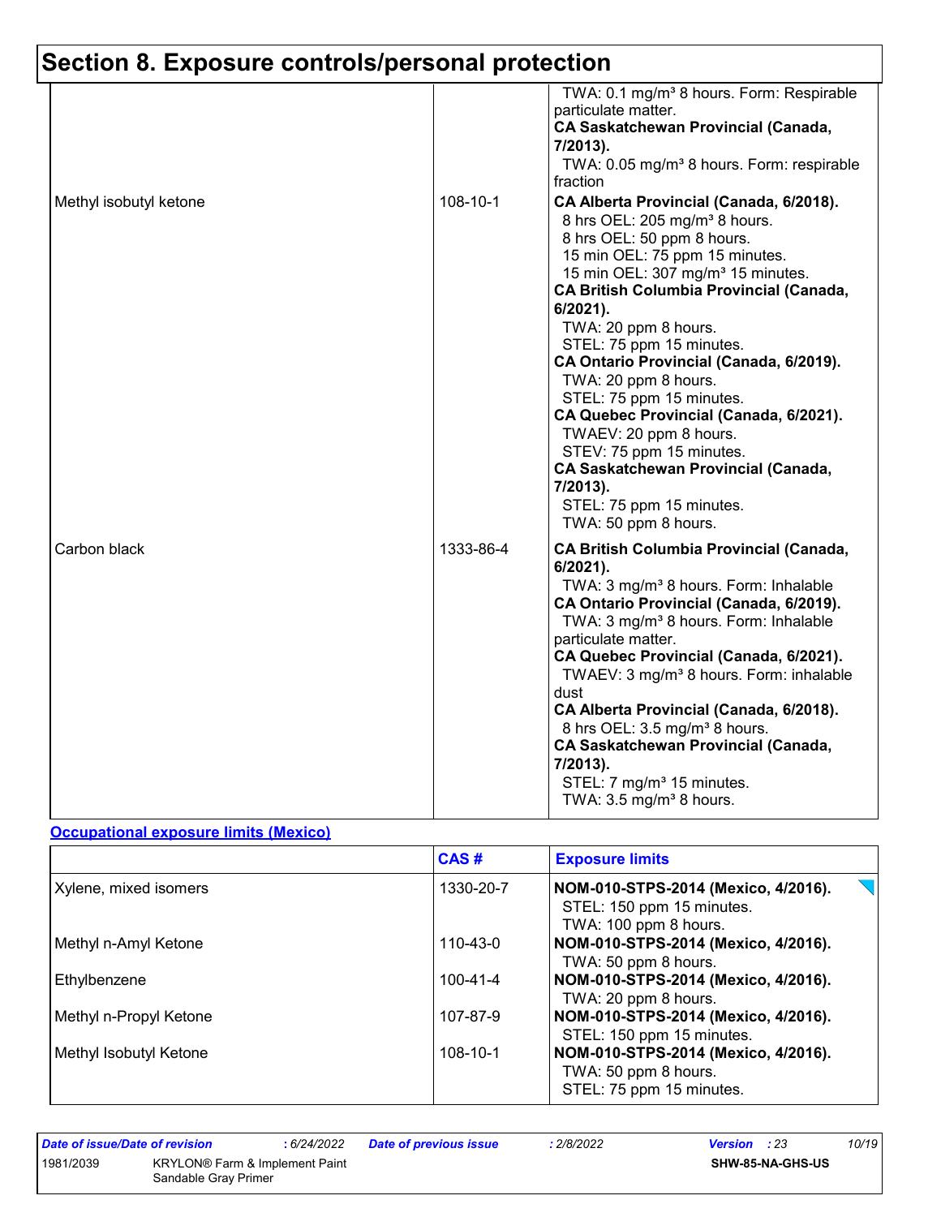## Section 8. Exposure controls/personal protection

| | | |
|---|---|---|
| | | TWA: 0.1 mg/m³ 8 hours. Form: Respirable particulate matter.<br>**CA Saskatchewan Provincial (Canada, 7/2013).**<br>TWA: 0.05 mg/m³ 8 hours. Form: respirable fraction |
| Methyl isobutyl ketone | 108-10-1 | **CA Alberta Provincial (Canada, 6/2018).**<br>8 hrs OEL: 205 mg/m³ 8 hours.<br>8 hrs OEL: 50 ppm 8 hours.<br>15 min OEL: 75 ppm 15 minutes.<br>15 min OEL: 307 mg/m³ 15 minutes.<br>**CA British Columbia Provincial (Canada, 6/2021).**<br>TWA: 20 ppm 8 hours.<br>STEL: 75 ppm 15 minutes.<br>**CA Ontario Provincial (Canada, 6/2019).**<br>TWA: 20 ppm 8 hours.<br>STEL: 75 ppm 15 minutes.<br>**CA Quebec Provincial (Canada, 6/2021).**<br>TWAEV: 20 ppm 8 hours.<br>STEV: 75 ppm 15 minutes.<br>**CA Saskatchewan Provincial (Canada, 7/2013).**<br>STEL: 75 ppm 15 minutes.<br>TWA: 50 ppm 8 hours. |
| Carbon black | 1333-86-4 | **CA British Columbia Provincial (Canada, 6/2021).**<br>TWA: 3 mg/m³ 8 hours. Form: Inhalable<br>**CA Ontario Provincial (Canada, 6/2019).**<br>TWA: 3 mg/m³ 8 hours. Form: Inhalable particulate matter.<br>**CA Quebec Provincial (Canada, 6/2021).**<br>TWAEV: 3 mg/m³ 8 hours. Form: inhalable dust<br>**CA Alberta Provincial (Canada, 6/2018).**<br>8 hrs OEL: 3.5 mg/m³ 8 hours.<br>**CA Saskatchewan Provincial (Canada, 7/2013).**<br>STEL: 7 mg/m³ 15 minutes.<br>TWA: 3.5 mg/m³ 8 hours. |

**Occupational exposure limits (Mexico)**

| | CAS # | Exposure limits |
|---|---|---|
| Xylene, mixed isomers | 1330-20-7 | **NOM-010-STPS-2014 (Mexico, 4/2016).**<br>STEL: 150 ppm 15 minutes.<br>TWA: 100 ppm 8 hours. |
| Methyl n-Amyl Ketone | 110-43-0 | **NOM-010-STPS-2014 (Mexico, 4/2016).**<br>TWA: 50 ppm 8 hours. |
| Ethylbenzene | 100-41-4 | **NOM-010-STPS-2014 (Mexico, 4/2016).**<br>TWA: 20 ppm 8 hours. |
| Methyl n-Propyl Ketone | 107-87-9 | **NOM-010-STPS-2014 (Mexico, 4/2016).**<br>STEL: 150 ppm 15 minutes. |
| Methyl Isobutyl Ketone | 108-10-1 | **NOM-010-STPS-2014 (Mexico, 4/2016).**<br>TWA: 50 ppm 8 hours.<br>STEL: 75 ppm 15 minutes. |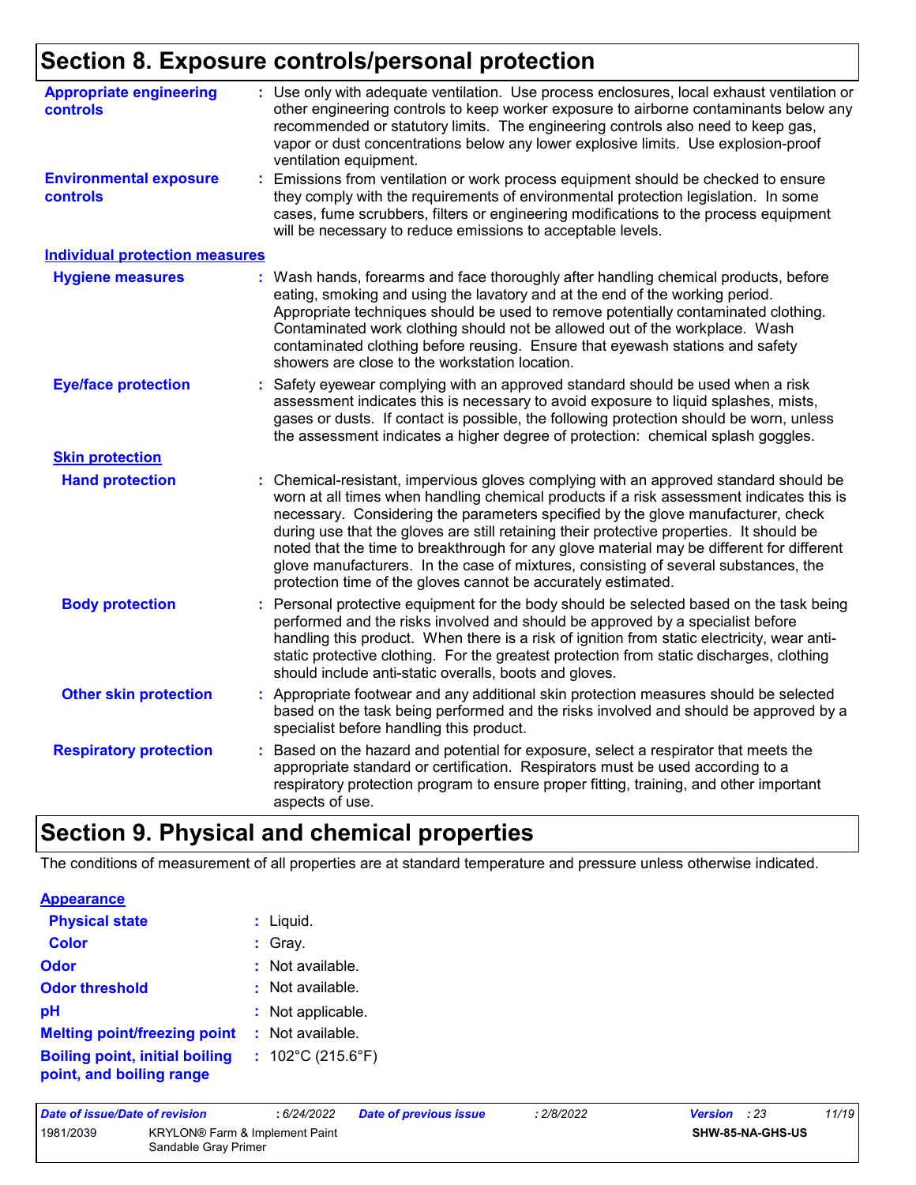## Section 8. Exposure controls/personal protection

**Appropriate engineering controls** : Use only with adequate ventilation. Use process enclosures, local exhaust ventilation or other engineering controls to keep worker exposure to airborne contaminants below any recommended or statutory limits. The engineering controls also need to keep gas, vapor or dust concentrations below any lower explosive limits. Use explosion-proof ventilation equipment.

**Environmental exposure controls** : Emissions from ventilation or work process equipment should be checked to ensure they comply with the requirements of environmental protection legislation. In some cases, fume scrubbers, filters or engineering modifications to the process equipment will be necessary to reduce emissions to acceptable levels.

### Individual protection measures

**Hygiene measures** : Wash hands, forearms and face thoroughly after handling chemical products, before eating, smoking and using the lavatory and at the end of the working period. Appropriate techniques should be used to remove potentially contaminated clothing. Contaminated work clothing should not be allowed out of the workplace. Wash contaminated clothing before reusing. Ensure that eyewash stations and safety showers are close to the workstation location.

**Eye/face protection** : Safety eyewear complying with an approved standard should be used when a risk assessment indicates this is necessary to avoid exposure to liquid splashes, mists, gases or dusts. If contact is possible, the following protection should be worn, unless the assessment indicates a higher degree of protection: chemical splash goggles.

#### Skin protection

**Hand protection** : Chemical-resistant, impervious gloves complying with an approved standard should be worn at all times when handling chemical products if a risk assessment indicates this is necessary. Considering the parameters specified by the glove manufacturer, check during use that the gloves are still retaining their protective properties. It should be noted that the time to breakthrough for any glove material may be different for different glove manufacturers. In the case of mixtures, consisting of several substances, the protection time of the gloves cannot be accurately estimated.

**Body protection** : Personal protective equipment for the body should be selected based on the task being performed and the risks involved and should be approved by a specialist before handling this product. When there is a risk of ignition from static electricity, wear anti-static protective clothing. For the greatest protection from static discharges, clothing should include anti-static overalls, boots and gloves.

**Other skin protection** : Appropriate footwear and any additional skin protection measures should be selected based on the task being performed and the risks involved and should be approved by a specialist before handling this product.

**Respiratory protection** : Based on the hazard and potential for exposure, select a respirator that meets the appropriate standard or certification. Respirators must be used according to a respiratory protection program to ensure proper fitting, training, and other important aspects of use.

## Section 9. Physical and chemical properties

The conditions of measurement of all properties are at standard temperature and pressure unless otherwise indicated.

### Appearance

**Physical state** : Liquid.

**Color** : Gray.

**Odor** : Not available.

**Odor threshold** : Not available.

**pH** : Not applicable.

**Melting point/freezing point** : Not available.

**Boiling point, initial boiling point, and boiling range** : 102°C (215.6°F)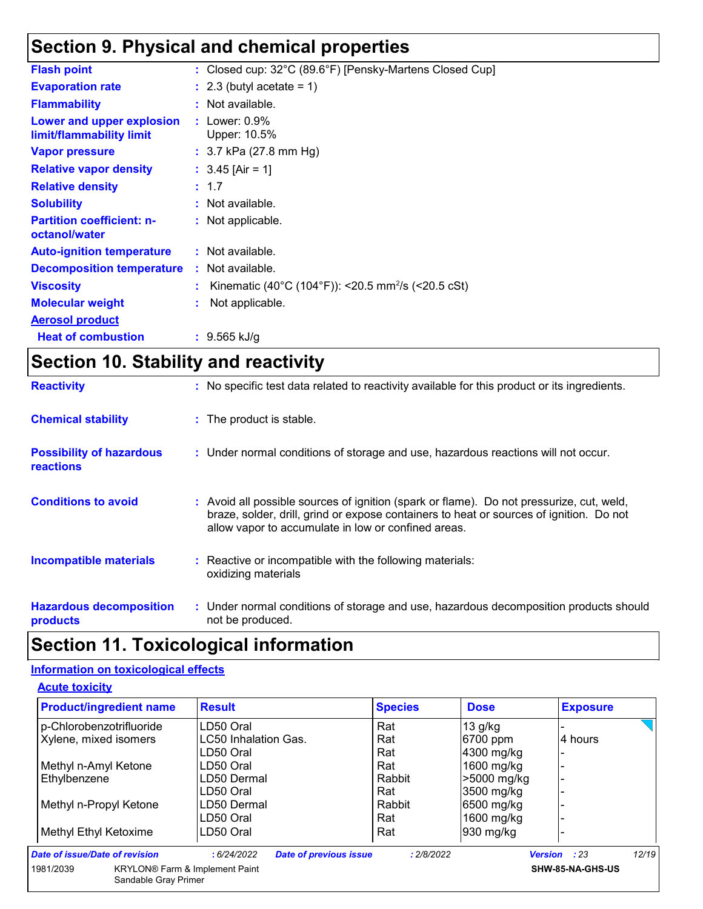## Section 9. Physical and chemical properties

| | |
|---|---|
| **Flash point** | : Closed cup: 32°C (89.6°F) [Pensky-Martens Closed Cup] |
| **Evaporation rate** | : 2.3 (butyl acetate = 1) |
| **Flammability** | : Not available. |
| **Lower and upper explosion limit/flammability limit** | : Lower: 0.9%<br>Upper: 10.5% |
| **Vapor pressure** | : 3.7 kPa (27.8 mm Hg) |
| **Relative vapor density** | : 3.45 [Air = 1] |
| **Relative density** | : 1.7 |
| **Solubility** | : Not available. |
| **Partition coefficient: n-octanol/water** | : Not applicable. |
| **Auto-ignition temperature** | : Not available. |
| **Decomposition temperature** | : Not available. |
| **Viscosity** | : Kinematic (40°C (104°F)): <20.5 $mm^2/s$ (<20.5 cSt) |
| **Molecular weight** | : Not applicable. |

**Aerosol product**

| | |
|---|---|
| **Heat of combustion** | : 9.565 kJ/g |

## Section 10. Stability and reactivity

| | |
|---|---|
| **Reactivity** | : No specific test data related to reactivity available for this product or its ingredients. |
| **Chemical stability** | : The product is stable. |
| **Possibility of hazardous reactions** | : Under normal conditions of storage and use, hazardous reactions will not occur. |
| **Conditions to avoid** | : Avoid all possible sources of ignition (spark or flame). Do not pressurize, cut, weld, braze, solder, drill, grind or expose containers to heat or sources of ignition. Do not allow vapor to accumulate in low or confined areas. |
| **Incompatible materials** | : Reactive or incompatible with the following materials:<br>oxidizing materials |
| **Hazardous decomposition products** | : Under normal conditions of storage and use, hazardous decomposition products should not be produced. |

## Section 11. Toxicological information

### Information on toxicological effects

#### Acute toxicity

| Product/ingredient name | Result | Species | Dose | Exposure |
|---|---|---|---|---|
| p-Chlorobenzotrifluoride | LD50 Oral | Rat | 13 g/kg | - |
| Xylene, mixed isomers | LC50 Inhalation Gas. | Rat | 6700 ppm | 4 hours |
| | LD50 Oral | Rat | 4300 mg/kg | - |
| Methyl n-Amyl Ketone | LD50 Oral | Rat | 1600 mg/kg | - |
| Ethylbenzene | LD50 Dermal | Rabbit | >5000 mg/kg | - |
| | LD50 Oral | Rat | 3500 mg/kg | - |
| Methyl n-Propyl Ketone | LD50 Dermal | Rabbit | 6500 mg/kg | - |
| | LD50 Oral | Rat | 1600 mg/kg | - |
| Methyl Ethyl Ketoxime | LD50 Oral | Rat | 930 mg/kg | - |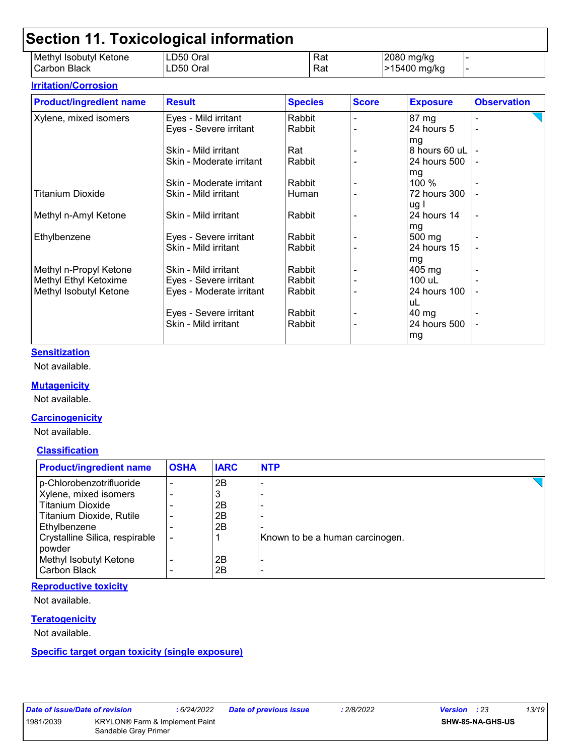# Section 11. Toxicological information

| | | | | |
|---|---|---|---|---|
| Methyl Isobutyl Ketone | LD50 Oral | Rat | 2080 mg/kg | - |
| Carbon Black | LD50 Oral | Rat | >15400 mg/kg | - |

**Irritation/Corrosion**

| Product/ingredient name | Result | Species | Score | Exposure | Observation |
|---|---|---|---|---|---|
| Xylene, mixed isomers | Eyes - Mild irritant | Rabbit | - | 87 mg | - |
| | Eyes - Severe irritant | Rabbit | - | 24 hours 5 mg | - |
| | Skin - Mild irritant | Rat | - | 8 hours 60 uL | - |
| | Skin - Moderate irritant | Rabbit | - | 24 hours 500 mg | - |
| | Skin - Moderate irritant | Rabbit | - | 100 % | - |
| Titanium Dioxide | Skin - Mild irritant | Human | - | 72 hours 300 ug I | - |
| Methyl n-Amyl Ketone | Skin - Mild irritant | Rabbit | - | 24 hours 14 mg | - |
| Ethylbenzene | Eyes - Severe irritant | Rabbit | - | 500 mg | - |
| | Skin - Mild irritant | Rabbit | - | 24 hours 15 mg | - |
| Methyl n-Propyl Ketone | Skin - Mild irritant | Rabbit | - | 405 mg | - |
| Methyl Ethyl Ketoxime | Eyes - Severe irritant | Rabbit | - | 100 uL | - |
| Methyl Isobutyl Ketone | Eyes - Moderate irritant | Rabbit | - | 24 hours 100 uL | - |
| | Eyes - Severe irritant | Rabbit | - | 40 mg | - |
| | Skin - Mild irritant | Rabbit | - | 24 hours 500 mg | - |

**Sensitization**

Not available.

**Mutagenicity**

Not available.

**Carcinogenicity**

Not available.

**Classification**

| Product/ingredient name | OSHA | IARC | NTP |
|---|---|---|---|
| p-Chlorobenzotrifluoride | - | 2B | - |
| Xylene, mixed isomers | - | 3 | - |
| Titanium Dioxide | - | 2B | - |
| Titanium Dioxide, Rutile | - | 2B | - |
| Ethylbenzene | - | 2B | - |
| Crystalline Silica, respirable powder | - | 1 | Known to be a human carcinogen. |
| Methyl Isobutyl Ketone | - | 2B | - |
| Carbon Black | - | 2B | - |

**Reproductive toxicity**

Not available.

**Teratogenicity**

Not available.

**Specific target organ toxicity (single exposure)**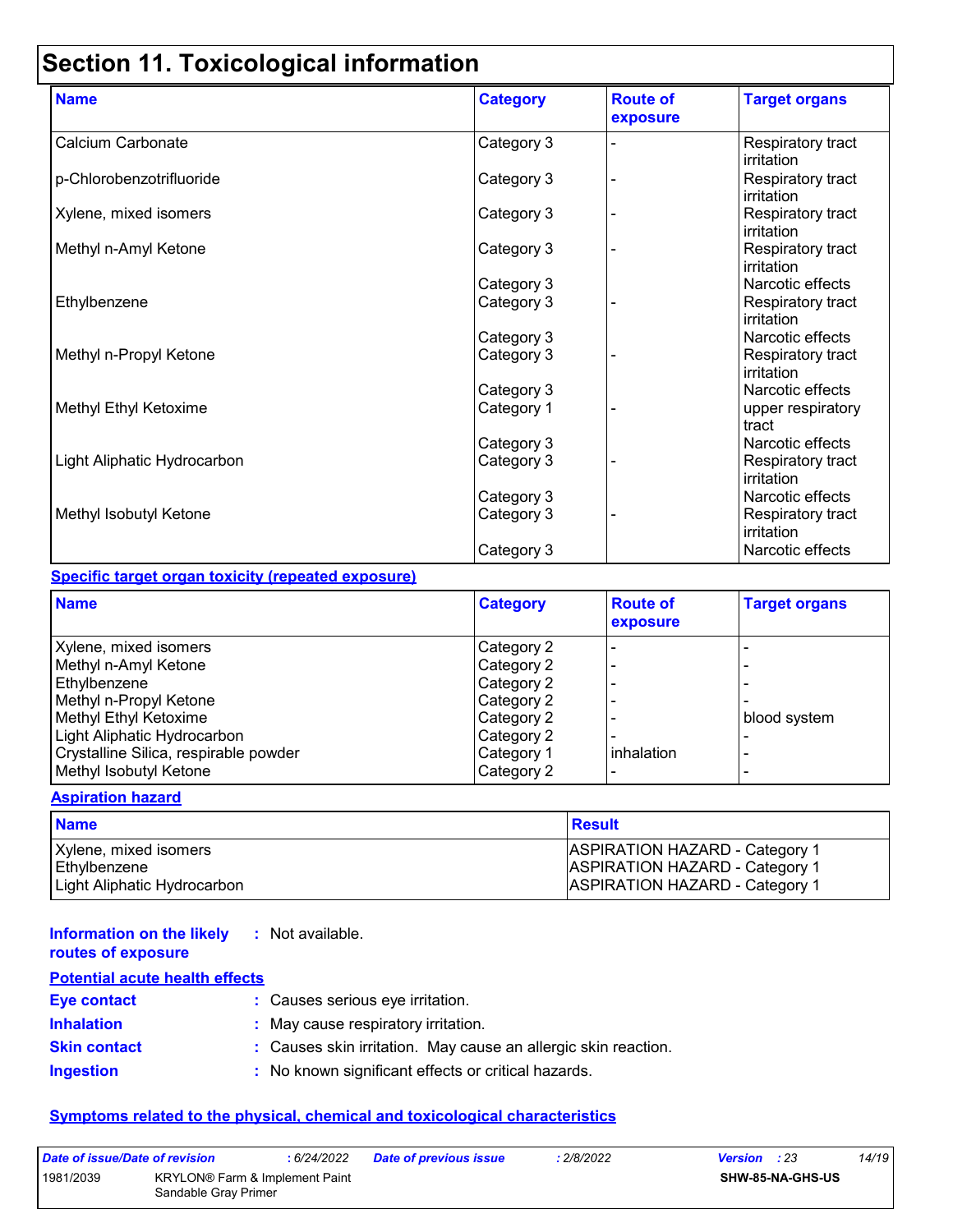# Section 11. Toxicological information

| Name | Category | Route of exposure | Target organs |
| --- | --- | --- | --- |
| Calcium Carbonate | Category 3 | - | Respiratory tract irritation |
| p-Chlorobenzotrifluoride | Category 3 | - | Respiratory tract irritation |
| Xylene, mixed isomers | Category 3 | - | Respiratory tract irritation |
| Methyl n-Amyl Ketone | Category 3 | - | Respiratory tract irritation |
| | Category 3 | | Narcotic effects |
| Ethylbenzene | Category 3 | - | Respiratory tract irritation |
| | Category 3 | | Narcotic effects |
| Methyl n-Propyl Ketone | Category 3 | - | Respiratory tract irritation |
| | Category 3 | | Narcotic effects |
| Methyl Ethyl Ketoxime | Category 1 | - | upper respiratory tract |
| | Category 3 | | Narcotic effects |
| Light Aliphatic Hydrocarbon | Category 3 | - | Respiratory tract irritation |
| | Category 3 | | Narcotic effects |
| Methyl Isobutyl Ketone | Category 3 | - | Respiratory tract irritation |
| | Category 3 | | Narcotic effects |

**Specific target organ toxicity (repeated exposure)**

| Name | Category | Route of exposure | Target organs |
| --- | --- | --- | --- |
| Xylene, mixed isomers | Category 2 | - | - |
| Methyl n-Amyl Ketone | Category 2 | - | - |
| Ethylbenzene | Category 2 | - | - |
| Methyl n-Propyl Ketone | Category 2 | - | - |
| Methyl Ethyl Ketoxime | Category 2 | - | blood system |
| Light Aliphatic Hydrocarbon | Category 2 | - | - |
| Crystalline Silica, respirable powder | Category 1 | inhalation | - |
| Methyl Isobutyl Ketone | Category 2 | - | - |

**Aspiration hazard**

| Name | Result |
| --- | --- |
| Xylene, mixed isomers | ASPIRATION HAZARD - Category 1 |
| Ethylbenzene | ASPIRATION HAZARD - Category 1 |
| Light Aliphatic Hydrocarbon | ASPIRATION HAZARD - Category 1 |

**Information on the likely routes of exposure** : Not available.

**Potential acute health effects**

**Eye contact** : Causes serious eye irritation.

**Inhalation** : May cause respiratory irritation.

**Skin contact** : Causes skin irritation. May cause an allergic skin reaction.

**Ingestion** : No known significant effects or critical hazards.

**Symptoms related to the physical, chemical and toxicological characteristics**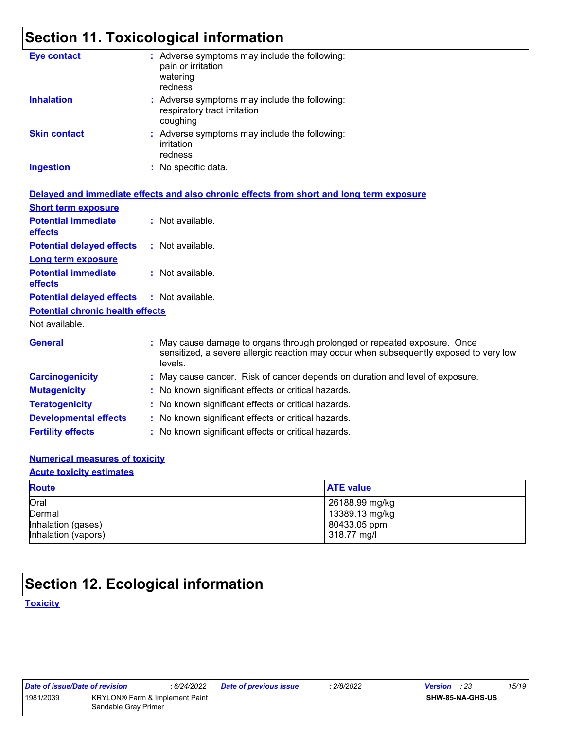# Section 11. Toxicological information

**Eye contact** : Adverse symptoms may include the following:
pain or irritation
watering
redness

**Inhalation** : Adverse symptoms may include the following:
respiratory tract irritation
coughing

**Skin contact** : Adverse symptoms may include the following:
irritation
redness

**Ingestion** : No specific data.

### Delayed and immediate effects and also chronic effects from short and long term exposure

**Short term exposure**

**Potential immediate effects** : Not available.

**Potential delayed effects** : Not available.

**Long term exposure**

**Potential immediate effects** : Not available.

**Potential delayed effects** : Not available.

**Potential chronic health effects**

Not available.

**General** : May cause damage to organs through prolonged or repeated exposure. Once sensitized, a severe allergic reaction may occur when subsequently exposed to very low levels.

**Carcinogenicity** : May cause cancer. Risk of cancer depends on duration and level of exposure.

**Mutagenicity** : No known significant effects or critical hazards.

**Teratogenicity** : No known significant effects or critical hazards.

**Developmental effects** : No known significant effects or critical hazards.

**Fertility effects** : No known significant effects or critical hazards.

**Numerical measures of toxicity**

**Acute toxicity estimates**

| Route | ATE value |
|---|---|
| Oral | 26188.99 mg/kg |
| Dermal | 13389.13 mg/kg |
| Inhalation (gases) | 80433.05 ppm |
| Inhalation (vapors) | 318.77 mg/l |

# Section 12. Ecological information

**Toxicity**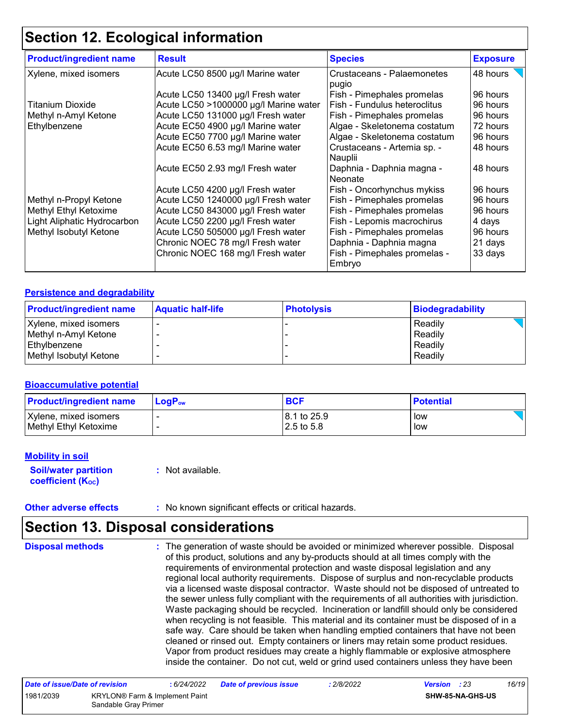## Section 12. Ecological information

| Product/ingredient name | Result | Species | Exposure |
|---|---|---|---|
| Xylene, mixed isomers | Acute LC50 8500 µg/l Marine water | Crustaceans - Palaemonetes pugio | 48 hours |
| | Acute LC50 13400 µg/l Fresh water | Fish - Pimephales promelas | 96 hours |
| Titanium Dioxide | Acute LC50 >1000000 µg/l Marine water | Fish - Fundulus heteroclitus | 96 hours |
| Methyl n-Amyl Ketone | Acute LC50 131000 µg/l Fresh water | Fish - Pimephales promelas | 96 hours |
| Ethylbenzene | Acute EC50 4900 µg/l Marine water | Algae - Skeletonema costatum | 72 hours |
| | Acute EC50 7700 µg/l Marine water | Algae - Skeletonema costatum | 96 hours |
| | Acute EC50 6.53 mg/l Marine water | Crustaceans - Artemia sp. - Nauplii | 48 hours |
| | Acute EC50 2.93 mg/l Fresh water | Daphnia - Daphnia magna - Neonate | 48 hours |
| | Acute LC50 4200 µg/l Fresh water | Fish - Oncorhynchus mykiss | 96 hours |
| Methyl n-Propyl Ketone | Acute LC50 1240000 µg/l Fresh water | Fish - Pimephales promelas | 96 hours |
| Methyl Ethyl Ketoxime | Acute LC50 843000 µg/l Fresh water | Fish - Pimephales promelas | 96 hours |
| Light Aliphatic Hydrocarbon | Acute LC50 2200 µg/l Fresh water | Fish - Lepomis macrochirus | 4 days |
| Methyl Isobutyl Ketone | Acute LC50 505000 µg/l Fresh water | Fish - Pimephales promelas | 96 hours |
| | Chronic NOEC 78 mg/l Fresh water | Daphnia - Daphnia magna | 21 days |
| | Chronic NOEC 168 mg/l Fresh water | Fish - Pimephales promelas - Embryo | 33 days |

### Persistence and degradability

| Product/ingredient name | Aquatic half-life | Photolysis | Biodegradability |
|---|---|---|---|
| Xylene, mixed isomers | - | - | Readily |
| Methyl n-Amyl Ketone | - | - | Readily |
| Ethylbenzene | - | - | Readily |
| Methyl Isobutyl Ketone | - | - | Readily |

### Bioaccumulative potential

| Product/ingredient name | $LogP_{ow}$ | BCF | Potential |
|---|---|---|---|
| Xylene, mixed isomers | - | 8.1 to 25.9 | low |
| Methyl Ethyl Ketoxime | - | 2.5 to 5.8 | low |

### Mobility in soil

**Soil/water partition coefficient ($K_{OC}$)** : Not available.

**Other adverse effects** : No known significant effects or critical hazards.

## Section 13. Disposal considerations

**Disposal methods** : The generation of waste should be avoided or minimized wherever possible. Disposal of this product, solutions and any by-products should at all times comply with the requirements of environmental protection and waste disposal legislation and any regional local authority requirements. Dispose of surplus and non-recyclable products via a licensed waste disposal contractor. Waste should not be disposed of untreated to the sewer unless fully compliant with the requirements of all authorities with jurisdiction. Waste packaging should be recycled. Incineration or landfill should only be considered when recycling is not feasible. This material and its container must be disposed of in a safe way. Care should be taken when handling emptied containers that have not been cleaned or rinsed out. Empty containers or liners may retain some product residues. Vapor from product residues may create a highly flammable or explosive atmosphere inside the container. Do not cut, weld or grind used containers unless they have been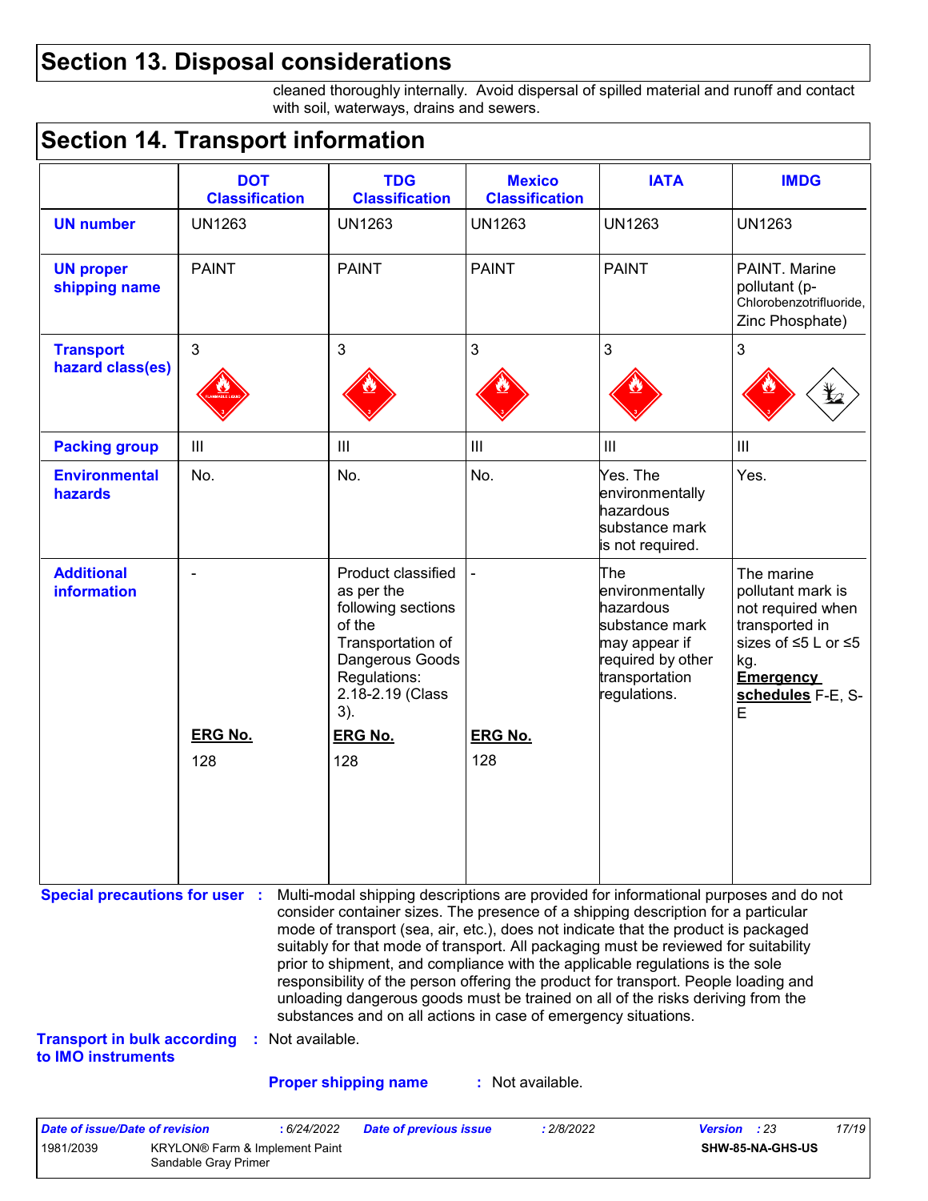## Section 13. Disposal considerations

cleaned thoroughly internally. Avoid dispersal of spilled material and runoff and contact with soil, waterways, drains and sewers.

## Section 14. Transport information

| | DOT Classification | TDG Classification | Mexico Classification | IATA | IMDG |
|---|---|---|---|---|---|
| **UN number** | UN1263 | UN1263 | UN1263 | UN1263 | UN1263 |
| **UN proper shipping name** | PAINT | PAINT | PAINT | PAINT | PAINT. Marine pollutant (p-Chlorobenzotrifluoride, Zinc Phosphate) |
| **Transport hazard class(es)** | 3 | 3 | 3 | 3 | 3 |
| **Packing group** | III | III | III | III | III |
| **Environmental hazards** | No. | No. | No. | Yes. The environmentally hazardous substance mark is not required. | Yes. |
| **Additional information** | - <br><br> **ERG No.** <br> 128 | Product classified as per the following sections of the Transportation of Dangerous Goods Regulations: 2.18-2.19 (Class 3). <br><br> **ERG No.** <br> 128 | - <br><br> **ERG No.** <br> 128 | The environmentally hazardous substance mark may appear if required by other transportation regulations. | The marine pollutant mark is not required when transported in sizes of ≤5 L or ≤5 kg. <br> **Emergency schedules** F-E, S-E |

**Special precautions for user** : Multi-modal shipping descriptions are provided for informational purposes and do not consider container sizes. The presence of a shipping description for a particular mode of transport (sea, air, etc.), does not indicate that the product is packaged suitably for that mode of transport. All packaging must be reviewed for suitability prior to shipment, and compliance with the applicable regulations is the sole responsibility of the person offering the product for transport. People loading and unloading dangerous goods must be trained on all of the risks deriving from the substances and on all actions in case of emergency situations.

**Transport in bulk according to IMO instruments** : Not available.

**Proper shipping name** : Not available.

| Date of issue/Date of revision | : 6/24/2022 | Date of previous issue | : 2/8/2022 | Version : 23 |
|---|---|---|---|---|
| 1981/2039 | KRYLON® Farm & Implement Paint Sandable Gray Primer | | | SHW-85-NA-GHS-US |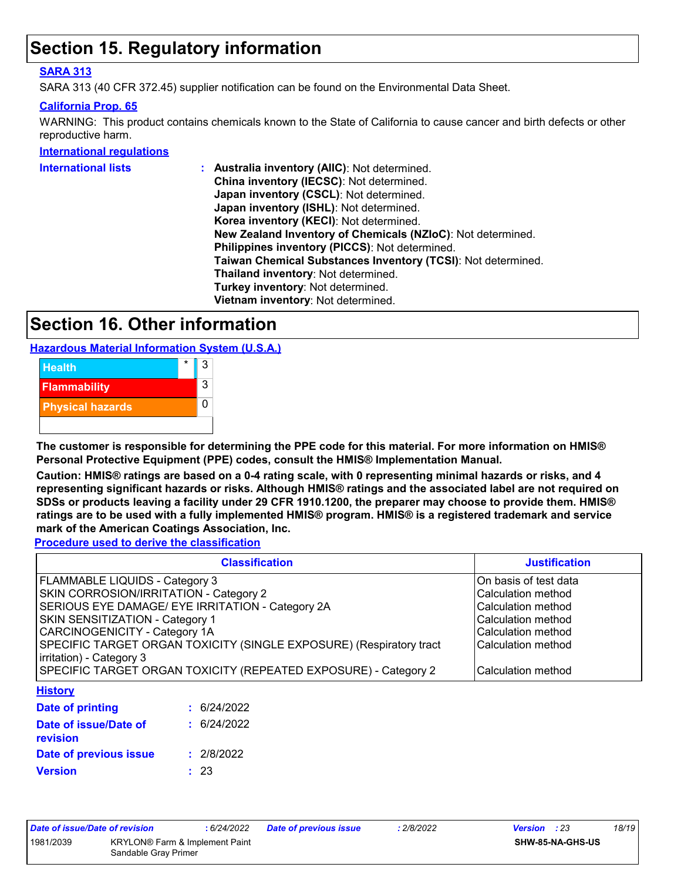# Section 15. Regulatory information

**SARA 313**

SARA 313 (40 CFR 372.45) supplier notification can be found on the Environmental Data Sheet.

**California Prop. 65**

WARNING: This product contains chemicals known to the State of California to cause cancer and birth defects or other reproductive harm.

**International regulations**

**International lists** :
**Australia inventory (AIIC)**: Not determined.
**China inventory (IECSC)**: Not determined.
**Japan inventory (CSCL)**: Not determined.
**Japan inventory (ISHL)**: Not determined.
**Korea inventory (KECI)**: Not determined.
**New Zealand Inventory of Chemicals (NZIoC)**: Not determined.
**Philippines inventory (PICCS)**: Not determined.
**Taiwan Chemical Substances Inventory (TCSI)**: Not determined.
**Thailand inventory**: Not determined.
**Turkey inventory**: Not determined.
**Vietnam inventory**: Not determined.

# Section 16. Other information

**Hazardous Material Information System (U.S.A.)**

| | | |
|---|---|---|
| Health | * | 3 |
| Flammability | | 3 |
| Physical hazards | | 0 |

**The customer is responsible for determining the PPE code for this material. For more information on HMIS® Personal Protective Equipment (PPE) codes, consult the HMIS® Implementation Manual.**

**Caution: HMIS® ratings are based on a 0-4 rating scale, with 0 representing minimal hazards or risks, and 4 representing significant hazards or risks. Although HMIS® ratings and the associated label are not required on SDSs or products leaving a facility under 29 CFR 1910.1200, the preparer may choose to provide them. HMIS® ratings are to be used with a fully implemented HMIS® program. HMIS® is a registered trademark and service mark of the American Coatings Association, Inc.**

**Procedure used to derive the classification**

| Classification | Justification |
|---|---|
| FLAMMABLE LIQUIDS - Category 3 | On basis of test data |
| SKIN CORROSION/IRRITATION - Category 2 | Calculation method |
| SERIOUS EYE DAMAGE/ EYE IRRITATION - Category 2A | Calculation method |
| SKIN SENSITIZATION - Category 1 | Calculation method |
| CARCINOGENICITY - Category 1A | Calculation method |
| SPECIFIC TARGET ORGAN TOXICITY (SINGLE EXPOSURE) (Respiratory tract irritation) - Category 3 | Calculation method |
| SPECIFIC TARGET ORGAN TOXICITY (REPEATED EXPOSURE) - Category 2 | Calculation method |

**History**

**Date of printing** : 6/24/2022

**Date of issue/Date of revision** : 6/24/2022

**Date of previous issue** : 2/8/2022

**Version** : 23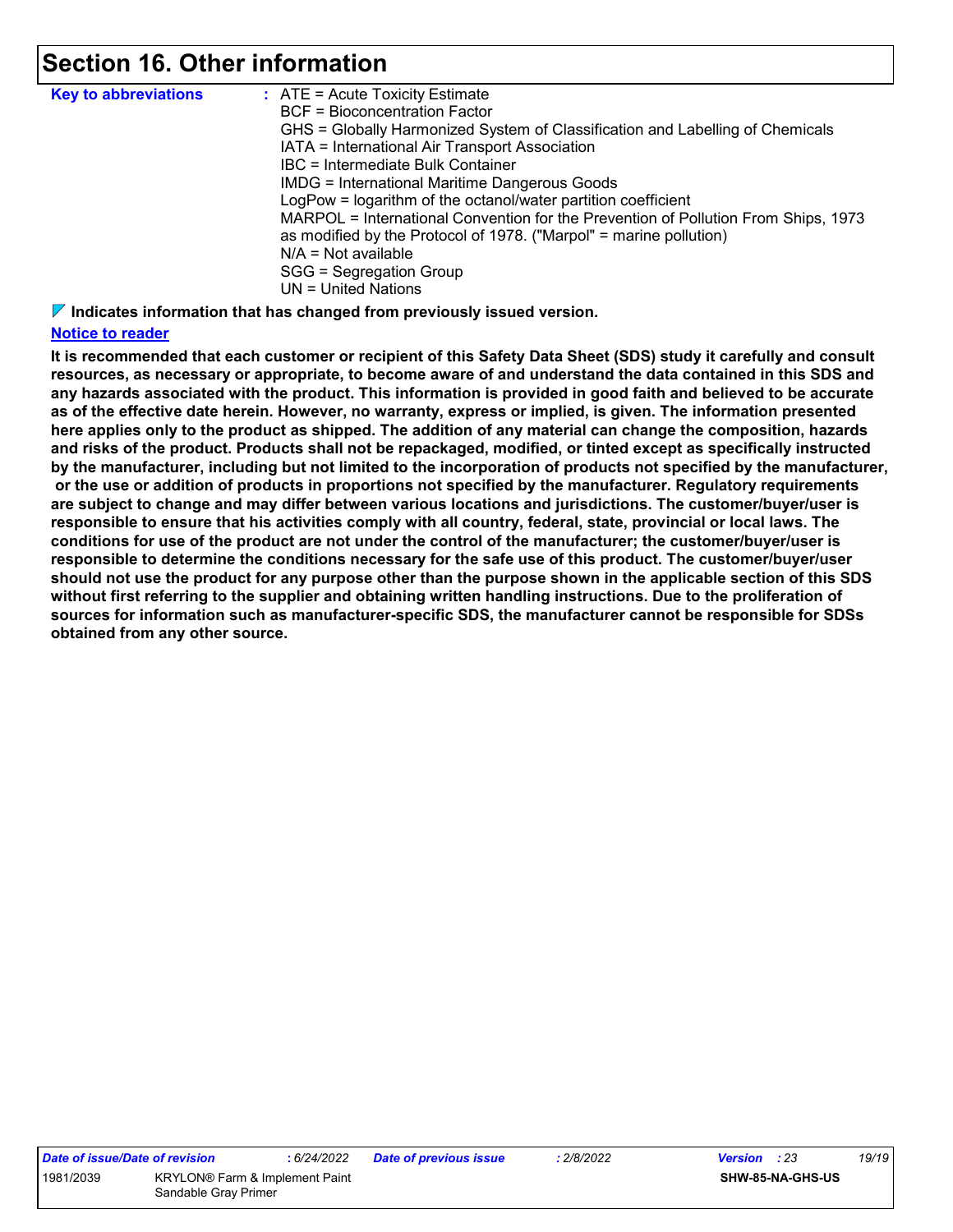# Section 16. Other information

**Key to abbreviations** : ATE = Acute Toxicity Estimate
BCF = Bioconcentration Factor
GHS = Globally Harmonized System of Classification and Labelling of Chemicals
IATA = International Air Transport Association
IBC = Intermediate Bulk Container
IMDG = International Maritime Dangerous Goods
LogPow = logarithm of the octanol/water partition coefficient
MARPOL = International Convention for the Prevention of Pollution From Ships, 1973 as modified by the Protocol of 1978. ("Marpol" = marine pollution)
N/A = Not available
SGG = Segregation Group
UN = United Nations

**Indicates information that has changed from previously issued version.**

**Notice to reader**

**It is recommended that each customer or recipient of this Safety Data Sheet (SDS) study it carefully and consult resources, as necessary or appropriate, to become aware of and understand the data contained in this SDS and any hazards associated with the product. This information is provided in good faith and believed to be accurate as of the effective date herein. However, no warranty, express or implied, is given. The information presented here applies only to the product as shipped. The addition of any material can change the composition, hazards and risks of the product. Products shall not be repackaged, modified, or tinted except as specifically instructed by the manufacturer, including but not limited to the incorporation of products not specified by the manufacturer, or the use or addition of products in proportions not specified by the manufacturer. Regulatory requirements are subject to change and may differ between various locations and jurisdictions. The customer/buyer/user is responsible to ensure that his activities comply with all country, federal, state, provincial or local laws. The conditions for use of the product are not under the control of the manufacturer; the customer/buyer/user is responsible to determine the conditions necessary for the safe use of this product. The customer/buyer/user should not use the product for any purpose other than the purpose shown in the applicable section of this SDS without first referring to the supplier and obtaining written handling instructions. Due to the proliferation of sources for information such as manufacturer-specific SDS, the manufacturer cannot be responsible for SDSs obtained from any other source.**